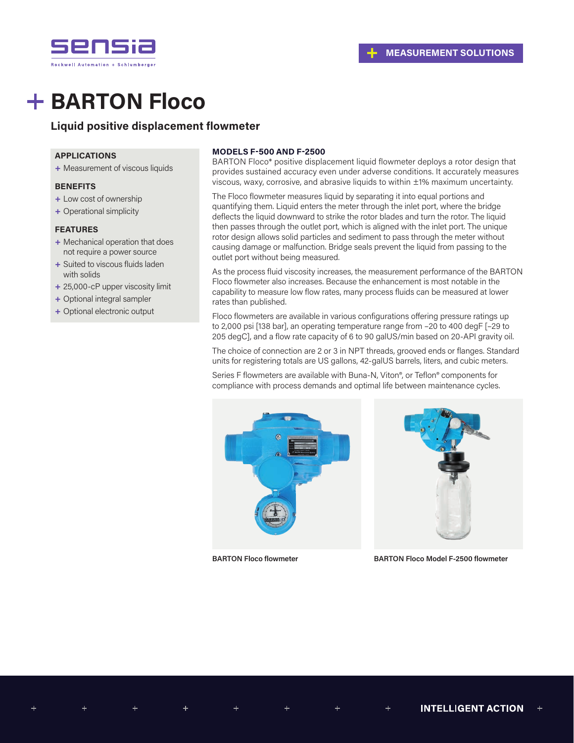# BARTON Floco

## Liquid positive displacement flowmeter

### APPLICATIONS

- Measurement of viscous liquids

### BENEFITS

- Low cost of ownership
- Operational simplicity

### FEATURES

- Mechanical operation that does not require a power source
- Suited to viscous fluids laden with solids
- 25,000-cP upper viscosity limit
- Optional integral sampler
- Optional electronic output

### MODELS F-500 AND F-2500

BARTON Floco* positive displacement liquid flowmeter deploys a rotor design that provides sustained accuracy even under adverse conditions. It accurately measures viscous, waxy, corrosive, and abrasive liquids to within ±1% maximum uncertainty.

The Floco flowmeter measures liquid by separating it into equal portions and quantifying them. Liquid enters the meter through the inlet port, where the bridge deflects the liquid downward to strike the rotor blades and turn the rotor. The liquid then passes through the outlet port, which is aligned with the inlet port. The unique rotor design allows solid particles and sediment to pass through the meter without causing damage or malfunction. Bridge seals prevent the liquid from passing to the outlet port without being measured.

As the process fluid viscosity increases, the measurement performance of the BARTON Floco flowmeter also increases. Because the enhancement is most notable in the capability to measure low flow rates, many process fluids can be measured at lower rates than published.

Floco flowmeters are available in various configurations offering pressure ratings up to 2,000 psi [138 bar], an operating temperature range from –20 to 400 degF [–29 to 205 degC], and a flow rate capacity of 6 to 90 galUS/min based on 20-API gravity oil.

The choice of connection are 2 or 3 in NPT threads, grooved ends or flanges. Standard units for registering totals are US gallons, 42-galUS barrels, liters, and cubic meters.

Series F flowmeters are available with Buna-N, Viton®, or Teflon® components for compliance with process demands and optimal life between maintenance cycles.

**BARTON Floco flowmeter**

**BARTON Floco Model F-2500 flowmeter**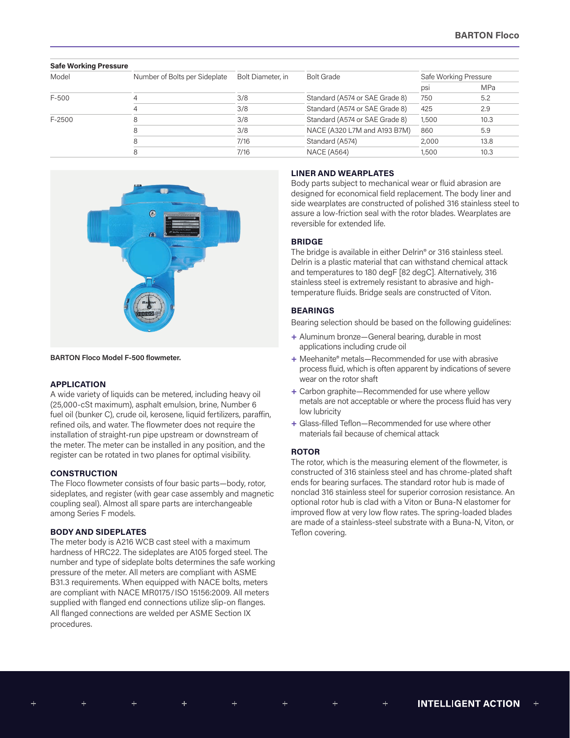**Safe Working Pressure**

| Model | Number of Bolts per Sideplate | Bolt Diameter, in | Bolt Grade | Safe Working Pressure | |
|---|---|---|---|---|---|
| | | | | psi | MPa |
| F-500 | 4 | 3/8 | Standard (A574 or SAE Grade 8) | 750 | 5.2 |
| | 4 | 3/8 | Standard (A574 or SAE Grade 8) | 425 | 2.9 |
| F-2500 | 8 | 3/8 | Standard (A574 or SAE Grade 8) | 1,500 | 10.3 |
| | 8 | 3/8 | NACE (A320 L7M and A193 B7M) | 860 | 5.9 |
| | 8 | 7/16 | Standard (A574) | 2,000 | 13.8 |
| | 8 | 7/16 | NACE (A564) | 1,500 | 10.3 |

**BARTON Floco Model F-500 flowmeter.**

## APPLICATION

A wide variety of liquids can be metered, including heavy oil (25,000-cSt maximum), asphalt emulsion, brine, Number 6 fuel oil (bunker C), crude oil, kerosene, liquid fertilizers, paraffin, refined oils, and water. The flowmeter does not require the installation of straight-run pipe upstream or downstream of the meter. The meter can be installed in any position, and the register can be rotated in two planes for optimal visibility.

## CONSTRUCTION

The Floco flowmeter consists of four basic parts—body, rotor, sideplates, and register (with gear case assembly and magnetic coupling seal). Almost all spare parts are interchangeable among Series F models.

## BODY AND SIDEPLATES

The meter body is A216 WCB cast steel with a maximum hardness of HRC22. The sideplates are A105 forged steel. The number and type of sideplate bolts determines the safe working pressure of the meter. All meters are compliant with ASME B31.3 requirements. When equipped with NACE bolts, meters are compliant with NACE MR0175/ISO 15156:2009. All meters supplied with flanged end connections utilize slip-on flanges. All flanged connections are welded per ASME Section IX procedures.

## LINER AND WEARPLATES

Body parts subject to mechanical wear or fluid abrasion are designed for economical field replacement. The body liner and side wearplates are constructed of polished 316 stainless steel to assure a low-friction seal with the rotor blades. Wearplates are reversible for extended life.

## BRIDGE

The bridge is available in either Delrin® or 316 stainless steel. Delrin is a plastic material that can withstand chemical attack and temperatures to 180 degF [82 degC]. Alternatively, 316 stainless steel is extremely resistant to abrasive and high-temperature fluids. Bridge seals are constructed of Viton.

## BEARINGS

Bearing selection should be based on the following guidelines:

+ Aluminum bronze—General bearing, durable in most applications including crude oil
+ Meehanite® metals—Recommended for use with abrasive process fluid, which is often apparent by indications of severe wear on the rotor shaft
+ Carbon graphite—Recommended for use where yellow metals are not acceptable or where the process fluid has very low lubricity
+ Glass-filled Teflon—Recommended for use where other materials fail because of chemical attack

## ROTOR

The rotor, which is the measuring element of the flowmeter, is constructed of 316 stainless steel and has chrome-plated shaft ends for bearing surfaces. The standard rotor hub is made of nonclad 316 stainless steel for superior corrosion resistance. An optional rotor hub is clad with a Viton or Buna-N elastomer for improved flow at very low flow rates. The spring-loaded blades are made of a stainless-steel substrate with a Buna-N, Viton, or Teflon covering.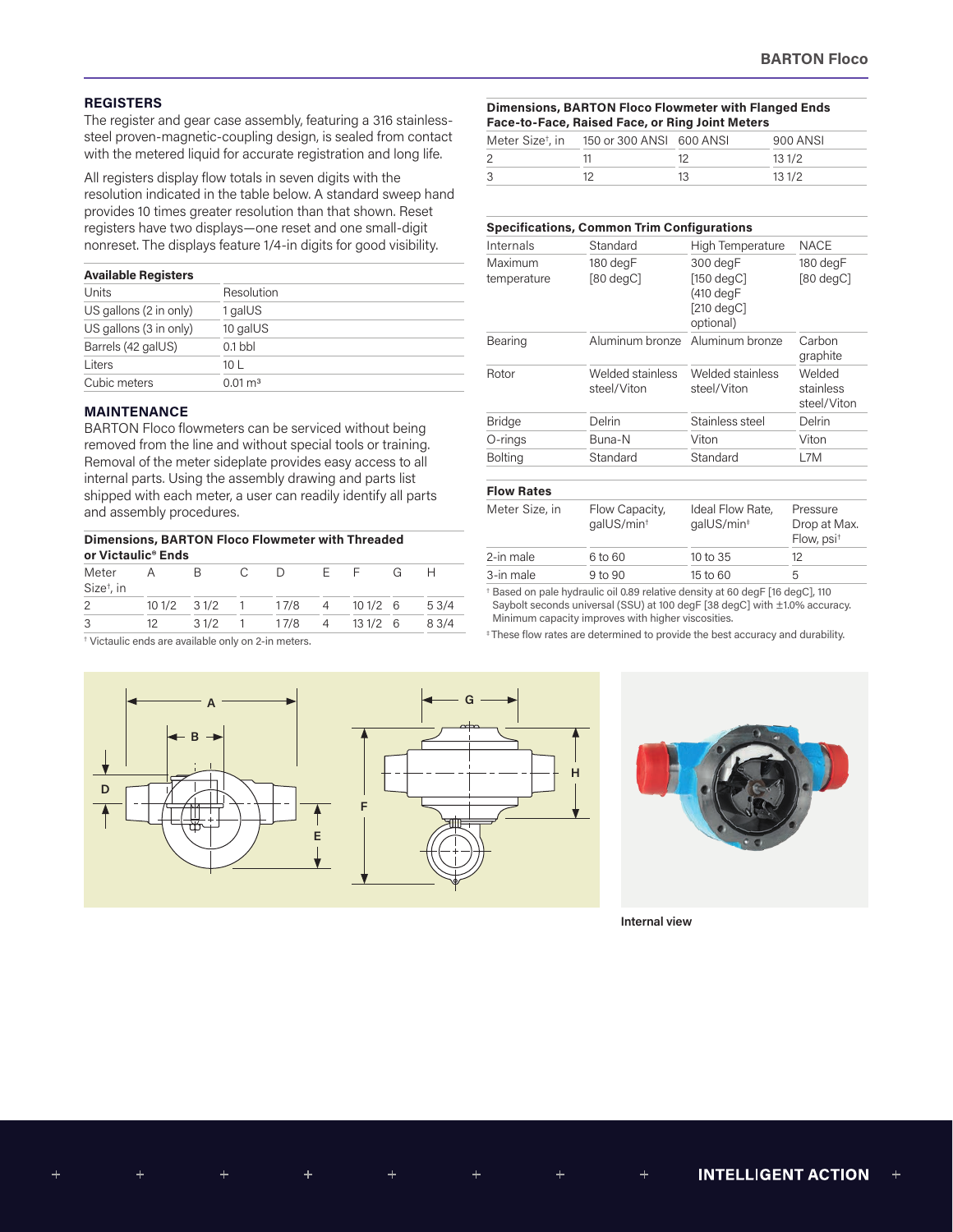## REGISTERS

The register and gear case assembly, featuring a 316 stainless-steel proven-magnetic-coupling design, is sealed from contact with the metered liquid for accurate registration and long life.

All registers display flow totals in seven digits with the resolution indicated in the table below. A standard sweep hand provides 10 times greater resolution than that shown. Reset registers have two displays—one reset and one small-digit nonreset. The displays feature 1/4-in digits for good visibility.

**Available Registers**

| Units | Resolution |
|---|---|
| US gallons (2 in only) | 1 galUS |
| US gallons (3 in only) | 10 galUS |
| Barrels (42 galUS) | 0.1 bbl |
| Liters | 10 L |
| Cubic meters | 0.01 m³ |

## MAINTENANCE

BARTON Floco flowmeters can be serviced without being removed from the line and without special tools or training. Removal of the meter sideplate provides easy access to all internal parts. Using the assembly drawing and parts list shipped with each meter, a user can readily identify all parts and assembly procedures.

**Dimensions, BARTON Floco Flowmeter with Threaded or Victaulic® Ends**

| Meter Size†, in | A | B | C | D | E | F | G | H |
|---|---|---|---|---|---|---|---|---|
| 2 | 10 1/2 | 3 1/2 | 1 | 1 7/8 | 4 | 10 1/2 | 6 | 5 3/4 |
| 3 | 12 | 3 1/2 | 1 | 1 7/8 | 4 | 13 1/2 | 6 | 8 3/4 |

† Victaulic ends are available only on 2-in meters.

**Dimensions, BARTON Floco Flowmeter with Flanged Ends Face-to-Face, Raised Face, or Ring Joint Meters**

| Meter Size†, in | 150 or 300 ANSI | 600 ANSI | 900 ANSI |
|---|---|---|---|
| 2 | 11 | 12 | 13 1/2 |
| 3 | 12 | 13 | 13 1/2 |

**Specifications, Common Trim Configurations**

| Internals | Standard | High Temperature | NACE |
|---|---|---|---|
| Maximum temperature | 180 degF [80 degC] | 300 degF [150 degC] (410 degF [210 degC] optional) | 180 degF [80 degC] |
| Bearing | Aluminum bronze | Aluminum bronze | Carbon graphite |
| Rotor | Welded stainless steel/Viton | Welded stainless steel/Viton | Welded stainless steel/Viton |
| Bridge | Delrin | Stainless steel | Delrin |
| O-rings | Buna-N | Viton | Viton |
| Bolting | Standard | Standard | L7M |

**Flow Rates**

| Meter Size, in | Flow Capacity, galUS/min† | Ideal Flow Rate, galUS/min‡ | Pressure Drop at Max. Flow, psi† |
|---|---|---|---|
| 2-in male | 6 to 60 | 10 to 35 | 12 |
| 3-in male | 9 to 90 | 15 to 60 | 5 |

† Based on pale hydraulic oil 0.89 relative density at 60 degF [16 degC], 110 Saybolt seconds universal (SSU) at 100 degF [38 degC] with ±1.0% accuracy. Minimum capacity improves with higher viscosities.

‡ These flow rates are determined to provide the best accuracy and durability.

Internal view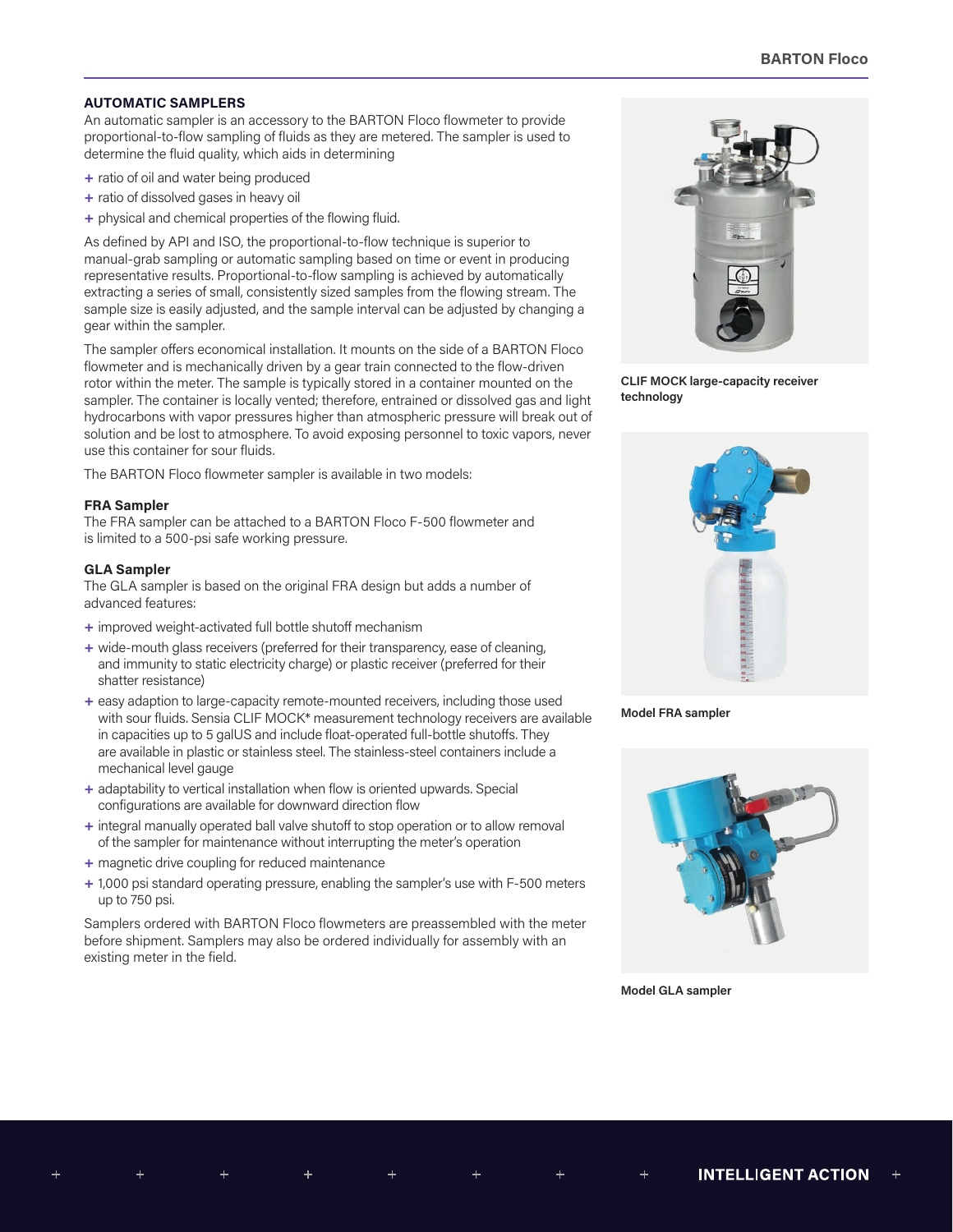## AUTOMATIC SAMPLERS

An automatic sampler is an accessory to the BARTON Floco flowmeter to provide proportional-to-flow sampling of fluids as they are metered. The sampler is used to determine the fluid quality, which aids in determining

- ratio of oil and water being produced
- ratio of dissolved gases in heavy oil
- physical and chemical properties of the flowing fluid.

As defined by API and ISO, the proportional-to-flow technique is superior to manual-grab sampling or automatic sampling based on time or event in producing representative results. Proportional-to-flow sampling is achieved by automatically extracting a series of small, consistently sized samples from the flowing stream. The sample size is easily adjusted, and the sample interval can be adjusted by changing a gear within the sampler.

The sampler offers economical installation. It mounts on the side of a BARTON Floco flowmeter and is mechanically driven by a gear train connected to the flow-driven rotor within the meter. The sample is typically stored in a container mounted on the sampler. The container is locally vented; therefore, entrained or dissolved gas and light hydrocarbons with vapor pressures higher than atmospheric pressure will break out of solution and be lost to atmosphere. To avoid exposing personnel to toxic vapors, never use this container for sour fluids.

The BARTON Floco flowmeter sampler is available in two models:

### FRA Sampler

The FRA sampler can be attached to a BARTON Floco F-500 flowmeter and is limited to a 500-psi safe working pressure.

### GLA Sampler

The GLA sampler is based on the original FRA design but adds a number of advanced features:

- improved weight-activated full bottle shutoff mechanism
- wide-mouth glass receivers (preferred for their transparency, ease of cleaning, and immunity to static electricity charge) or plastic receiver (preferred for their shatter resistance)
- easy adaption to large-capacity remote-mounted receivers, including those used with sour fluids. Sensia CLIF MOCK* measurement technology receivers are available in capacities up to 5 galUS and include float-operated full-bottle shutoffs. They are available in plastic or stainless steel. The stainless-steel containers include a mechanical level gauge
- adaptability to vertical installation when flow is oriented upwards. Special configurations are available for downward direction flow
- integral manually operated ball valve shutoff to stop operation or to allow removal of the sampler for maintenance without interrupting the meter's operation
- magnetic drive coupling for reduced maintenance
- 1,000 psi standard operating pressure, enabling the sampler's use with F-500 meters up to 750 psi.

Samplers ordered with BARTON Floco flowmeters are preassembled with the meter before shipment. Samplers may also be ordered individually for assembly with an existing meter in the field.

**CLIF MOCK large-capacity receiver technology**

**Model FRA sampler**

**Model GLA sampler**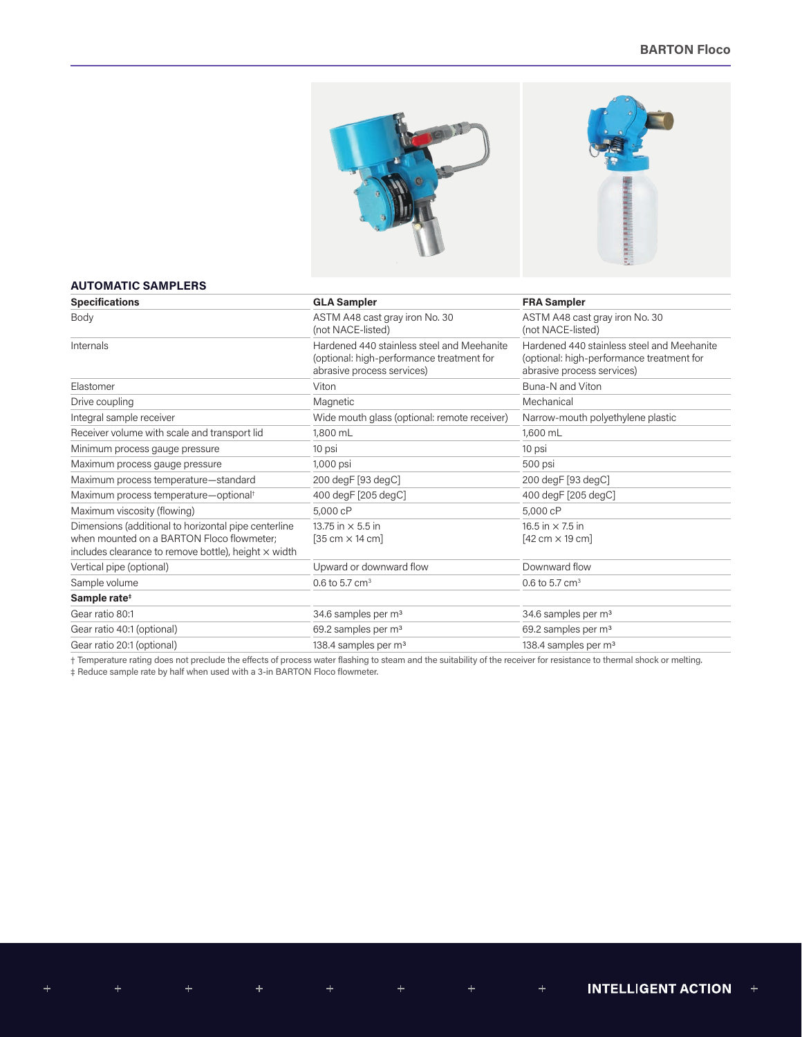## AUTOMATIC SAMPLERS

| Specifications | GLA Sampler | FRA Sampler |
| --- | --- | --- |
| Body | ASTM A48 cast gray iron No. 30 (not NACE-listed) | ASTM A48 cast gray iron No. 30 (not NACE-listed) |
| Internals | Hardened 440 stainless steel and Meehanite (optional: high-performance treatment for abrasive process services) | Hardened 440 stainless steel and Meehanite (optional: high-performance treatment for abrasive process services) |
| Elastomer | Viton | Buna-N and Viton |
| Drive coupling | Magnetic | Mechanical |
| Integral sample receiver | Wide mouth glass (optional: remote receiver) | Narrow-mouth polyethylene plastic |
| Receiver volume with scale and transport lid | 1,800 mL | 1,600 mL |
| Minimum process gauge pressure | 10 psi | 10 psi |
| Maximum process gauge pressure | 1,000 psi | 500 psi |
| Maximum process temperature—standard | 200 degF [93 degC] | 200 degF [93 degC] |
| Maximum process temperature—optional† | 400 degF [205 degC] | 400 degF [205 degC] |
| Maximum viscosity (flowing) | 5,000 cP | 5,000 cP |
| Dimensions (additional to horizontal pipe centerline when mounted on a BARTON Floco flowmeter; includes clearance to remove bottle), height × width | 13.75 in × 5.5 in [35 cm × 14 cm] | 16.5 in × 7.5 in [42 cm × 19 cm] |
| Vertical pipe (optional) | Upward or downward flow | Downward flow |
| Sample volume | 0.6 to 5.7 $cm^3$ | 0.6 to 5.7 $cm^3$ |
| **Sample rate‡** | | |
| Gear ratio 80:1 | 34.6 samples per $m^3$ | 34.6 samples per $m^3$ |
| Gear ratio 40:1 (optional) | 69.2 samples per $m^3$ | 69.2 samples per $m^3$ |
| Gear ratio 20:1 (optional) | 138.4 samples per $m^3$ | 138.4 samples per $m^3$ |

† Temperature rating does not preclude the effects of process water flashing to steam and the suitability of the receiver for resistance to thermal shock or melting.
‡ Reduce sample rate by half when used with a 3-in BARTON Floco flowmeter.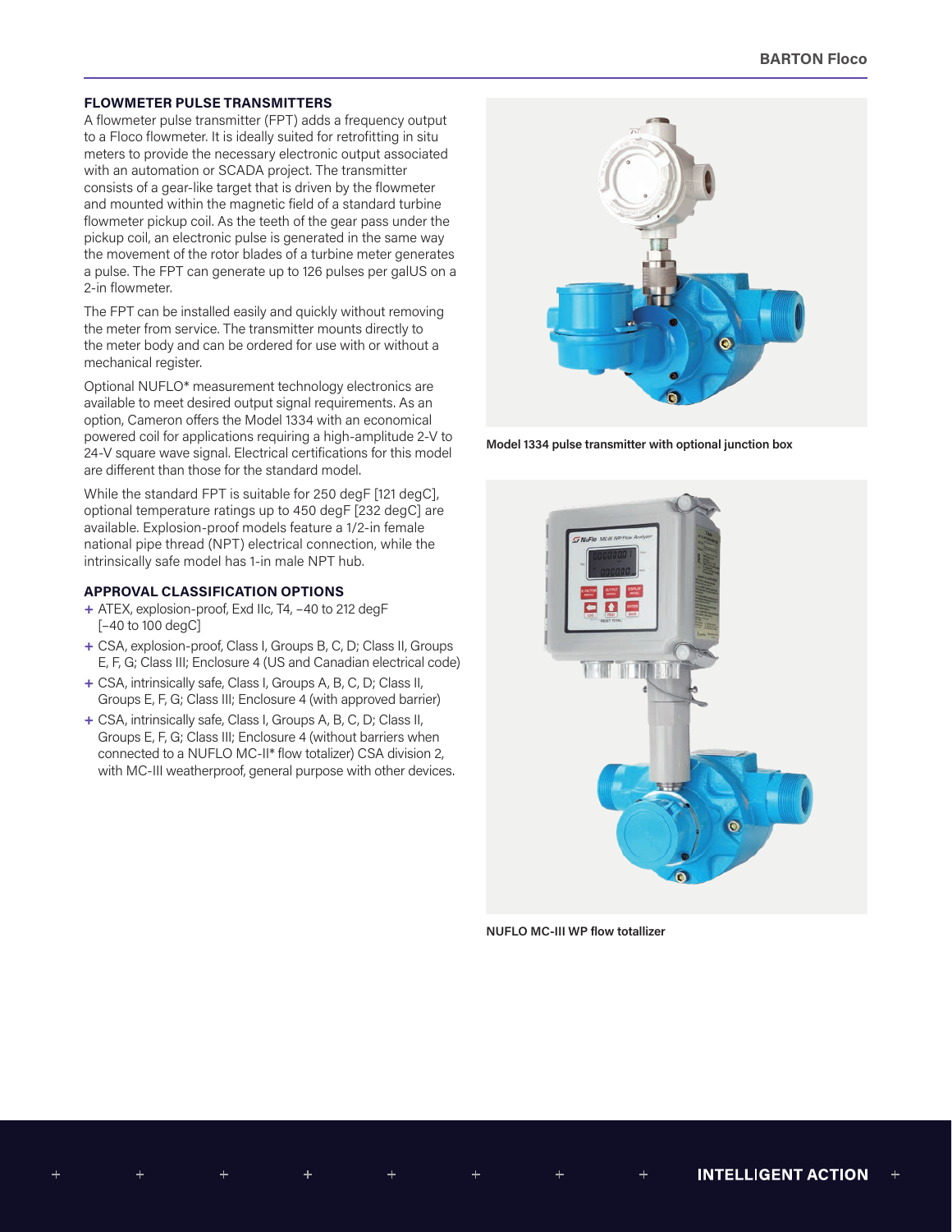## FLOWMETER PULSE TRANSMITTERS

A flowmeter pulse transmitter (FPT) adds a frequency output to a Floco flowmeter. It is ideally suited for retrofitting in situ meters to provide the necessary electronic output associated with an automation or SCADA project. The transmitter consists of a gear-like target that is driven by the flowmeter and mounted within the magnetic field of a standard turbine flowmeter pickup coil. As the teeth of the gear pass under the pickup coil, an electronic pulse is generated in the same way the movement of the rotor blades of a turbine meter generates a pulse. The FPT can generate up to 126 pulses per galUS on a 2-in flowmeter.

The FPT can be installed easily and quickly without removing the meter from service. The transmitter mounts directly to the meter body and can be ordered for use with or without a mechanical register.

Optional NUFLO* measurement technology electronics are available to meet desired output signal requirements. As an option, Cameron offers the Model 1334 with an economical powered coil for applications requiring a high-amplitude 2-V to 24-V square wave signal. Electrical certifications for this model are different than those for the standard model.

While the standard FPT is suitable for 250 degF [121 degC], optional temperature ratings up to 450 degF [232 degC] are available. Explosion-proof models feature a 1/2-in female national pipe thread (NPT) electrical connection, while the intrinsically safe model has 1-in male NPT hub.

## APPROVAL CLASSIFICATION OPTIONS

+ ATEX, explosion-proof, Exd IIc, T4, –40 to 212 degF [–40 to 100 degC]
+ CSA, explosion-proof, Class I, Groups B, C, D; Class II, Groups E, F, G; Class III; Enclosure 4 (US and Canadian electrical code)
+ CSA, intrinsically safe, Class I, Groups A, B, C, D; Class II, Groups E, F, G; Class III; Enclosure 4 (with approved barrier)
+ CSA, intrinsically safe, Class I, Groups A, B, C, D; Class II, Groups E, F, G; Class III; Enclosure 4 (without barriers when connected to a NUFLO MC-II* flow totalizer) CSA division 2, with MC-III weatherproof, general purpose with other devices.

**Model 1334 pulse transmitter with optional junction box**

**NUFLO MC-III WP flow totallizer**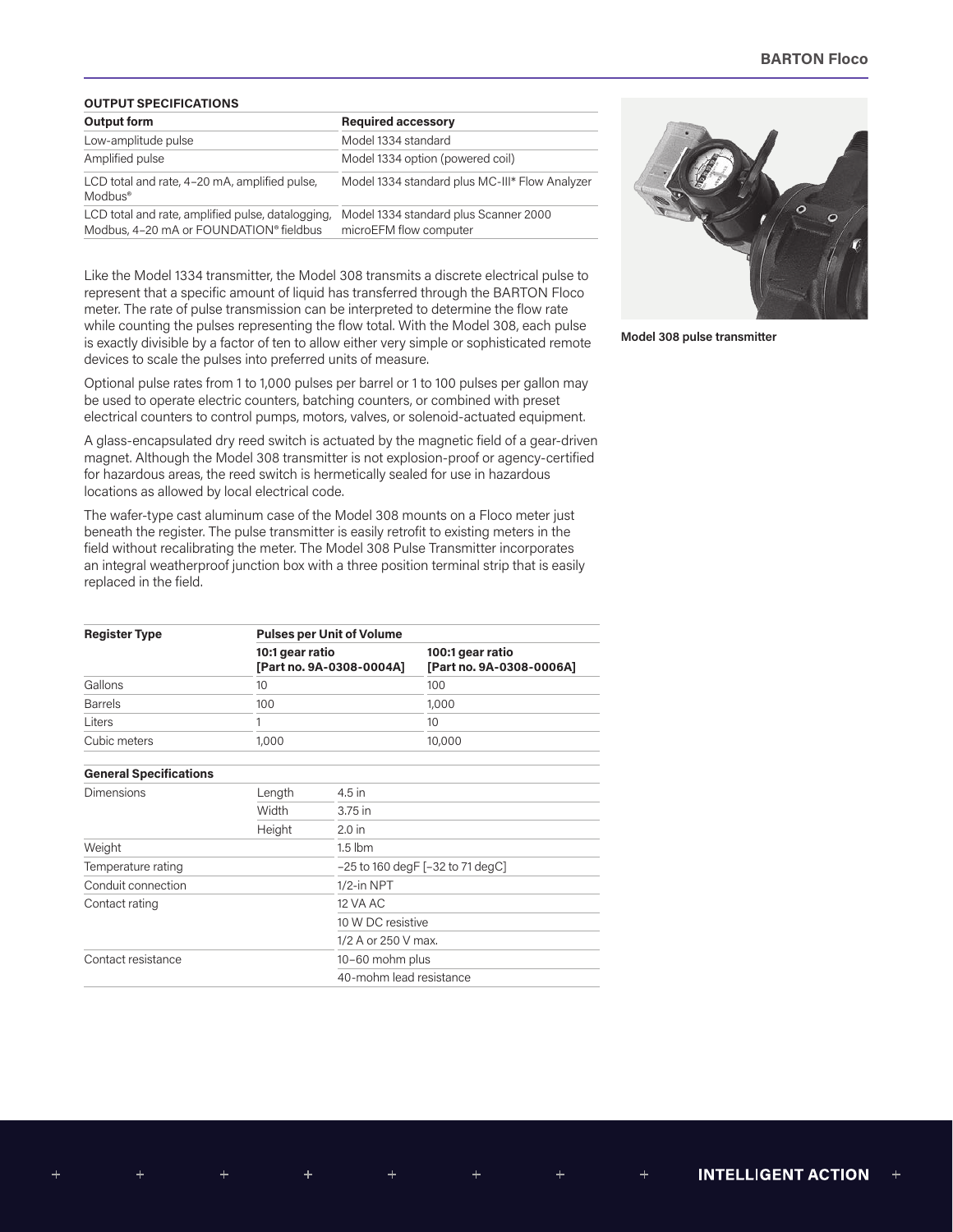**OUTPUT SPECIFICATIONS**

| Output form | Required accessory |
| --- | --- |
| Low-amplitude pulse | Model 1334 standard |
| Amplified pulse | Model 1334 option (powered coil) |
| LCD total and rate, 4–20 mA, amplified pulse, Modbus® | Model 1334 standard plus MC-III* Flow Analyzer |
| LCD total and rate, amplified pulse, datalogging, Modbus, 4–20 mA or FOUNDATION® fieldbus | Model 1334 standard plus Scanner 2000 microEFM flow computer |

Model 308 pulse transmitter

Like the Model 1334 transmitter, the Model 308 transmits a discrete electrical pulse to represent that a specific amount of liquid has transferred through the BARTON Floco meter. The rate of pulse transmission can be interpreted to determine the flow rate while counting the pulses representing the flow total. With the Model 308, each pulse is exactly divisible by a factor of ten to allow either very simple or sophisticated remote devices to scale the pulses into preferred units of measure.

Optional pulse rates from 1 to 1,000 pulses per barrel or 1 to 100 pulses per gallon may be used to operate electric counters, batching counters, or combined with preset electrical counters to control pumps, motors, valves, or solenoid-actuated equipment.

A glass-encapsulated dry reed switch is actuated by the magnetic field of a gear-driven magnet. Although the Model 308 transmitter is not explosion-proof or agency-certified for hazardous areas, the reed switch is hermetically sealed for use in hazardous locations as allowed by local electrical code.

The wafer-type cast aluminum case of the Model 308 mounts on a Floco meter just beneath the register. The pulse transmitter is easily retrofit to existing meters in the field without recalibrating the meter. The Model 308 Pulse Transmitter incorporates an integral weatherproof junction box with a three position terminal strip that is easily replaced in the field.

| Register Type | Pulses per Unit of Volume | |
| --- | --- | --- |
| | 10:1 gear ratio [Part no. 9A-0308-0004A] | 100:1 gear ratio [Part no. 9A-0308-0006A] |
| Gallons | 10 | 100 |
| Barrels | 100 | 1,000 |
| Liters | 1 | 10 |
| Cubic meters | 1,000 | 10,000 |

| General Specifications | | |
| --- | --- | --- |
| Dimensions | Length | 4.5 in |
| | Width | 3.75 in |
| | Height | 2.0 in |
| Weight | | 1.5 lbm |
| Temperature rating | | –25 to 160 degF [–32 to 71 degC] |
| Conduit connection | | 1/2-in NPT |
| Contact rating | | 12 VA AC |
| | | 10 W DC resistive |
| | | 1/2 A or 250 V max. |
| Contact resistance | | 10–60 mohm plus |
| | | 40-mohm lead resistance |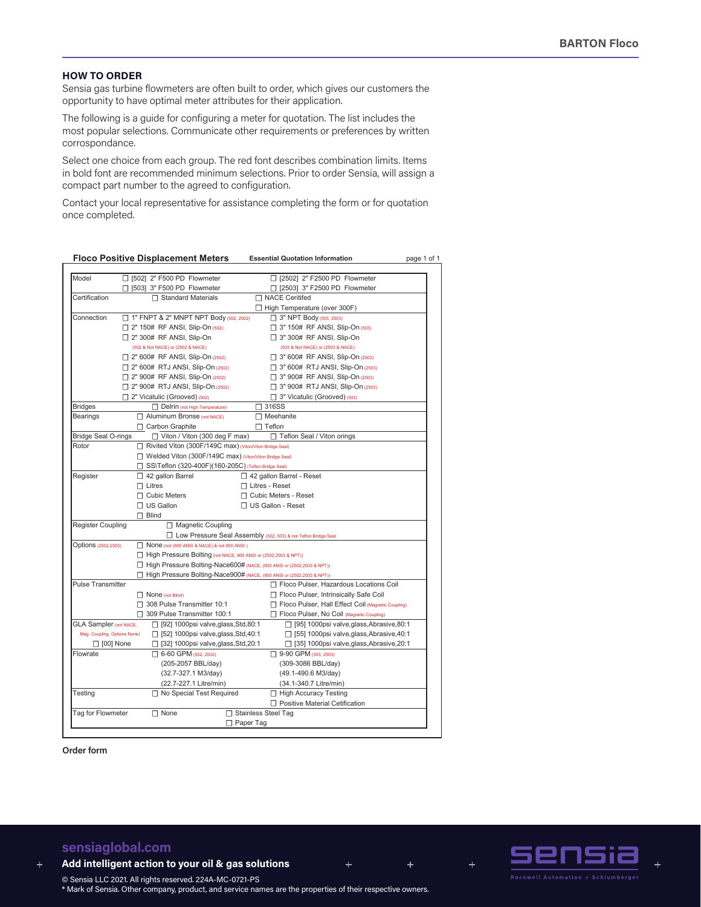## HOW TO ORDER

Sensia gas turbine flowmeters are often built to order, which gives our customers the opportunity to have optimal meter attributes for their application.

The following is a guide for configuring a meter for quotation. The list includes the most popular selections. Communicate other requirements or preferences by written corrospondance.

Select one choice from each group. The red font describes combination limits. Items in bold font are recommended minimum selections. Prior to order Sensia, will assign a compact part number to the agreed to configuration.

Contact your local representative for assistance completing the form or for quotation once completed.

**Floco Positive Displacement Meters** **Essential Quotation Information** page 1 of 1

| | | |
|---|---|---|
| Model | ☐ [502] 2" F500 PD Flowmeter<br>☐ [503] 3" F500 PD Flowmeter | ☐ [2502] 2" F2500 PD Flowmeter<br>☐ [2503] 3" F2500 PD Flowmeter |
| Certification | ☐ Standard Materials | ☐ NACE Ceritifed<br>☐ High Temperature (over 300F) |
| Connection | ☐ 1" FNPT & 2" MNPT NPT Body (502, 2502)<br>☐ 2" 150# RF ANSI, Slip-On (502)<br>☐ 2" 300# RF ANSI, Slip-On<br>(502 & Not NACE) or (2502 & NACE)<br>☐ 2" 600# RF ANSI, Slip-On (2502)<br>☐ 2" 600# RTJ ANSI, Slip-On (2502)<br>☐ 2" 900# RF ANSI, Slip-On (2502)<br>☐ 2" 900# RTJ ANSI, Slip-On (2502)<br>☐ 2" Vicatulic (Grooved) (502) | ☐ 3" NPT Body (503, 2503)<br>☐ 3" 150# RF ANSI, Slip-On (503)<br>☐ 3" 300# RF ANSI, Slip-On<br>(503 & Not NACE) or (2503 & NACE)<br>☐ 3" 600# RF ANSI, Slip-On (2503)<br>☐ 3" 600# RTJ ANSI, Slip-On (2503)<br>☐ 3" 900# RF ANSI, Slip-On (2503)<br>☐ 3" 900# RTJ ANSI, Slip-On (2503)<br>☐ 3" Vicatulic (Grooved) (503) |
| Bridges | ☐ Delrin (not High Temperature) | ☐ 316SS |
| Bearings | ☐ Aluminum Bronse (not NACE)<br>☐ Carbon Graphite | ☐ Meehanite<br>☐ Teflon |
| Bridge Seal O-rings | ☐ Viton / Viton (300 deg F max) | ☐ Teflon Seal / Viton orings |
| Rotor | ☐ Rivited Viton (300F/149C max) (Viton/Viton Bridge Seal)<br>☐ Welded Viton (300F/149C max) (Viton/Viton Bridge Seal)<br>☐ SS\Teflon (320-400F)(160-205C) (Teflon Bridge Seal) | |
| Register | ☐ 42 gallon Barrel<br>☐ Litres<br>☐ Cubic Meters<br>☐ US Gallon<br>☐ Blind | ☐ 42 gallon Barrel - Reset<br>☐ Litres - Reset<br>☐ Cubic Meters - Reset<br>☐ US Gallon - Reset |
| Register Coupling | ☐ Magnetic Coupling<br>☐ Low Pressure Seal Assembly (502, 503) & not Teflon Bridge Seal | |
| Options (2502,2503) | ☐ None (not (600 ANSI & NACE) & not 900 ANSI )<br>☐ High Pressure Bolting (not NACE, 900 ANSI or (2502,2503 & NPT))<br>☐ High Pressure Bolting-Nace600# (NACE, (600 ANSI or (2502,2503 & NPT))<br>☐ High Pressure Bolting-Nace900# (NACE, (900 ANSI or (2502,2503 & NPT)) | |
| Pulse Transmitter | ☐ None (not Blind)<br>☐ 308 Pulse Transmitter 10:1<br>☐ 309 Pulse Transmitter 100:1 | ☐ Floco Pulser, Hazardous Locations Coil<br>☐ Floco Pulser, Intrinsically Safe Coil<br>☐ Floco Pulser, Hall Effect Coil (Magnetic Coupling)<br>☐ Floco Pulser, No Coil (Magnetic Coupling) |
| GLA Sampler (not NACE, Mag. Coupling, Options None)<br>☐ [00] None | ☐ [92] 1000psi valve,glass,Std,80:1<br>☐ [52] 1000psi valve,glass,Std,40:1<br>☐ [32] 1000psi valve,glass,Std,20:1 | ☐ [95] 1000psi valve,glass,Abrasive,80:1<br>☐ [55] 1000psi valve,glass,Abrasive,40:1<br>☐ [35] 1000psi valve,glass,Abrasive,20:1 |
| Flowrate | ☐ 6-60 GPM (502, 2502)<br>(205-2057 BBL/day)<br>(32.7-327.1 M3/day)<br>(22.7-227.1 Litre/min) | ☐ 9-90 GPM (503, 2503)<br>(309-3086 BBL/day)<br>(49.1-490.6 M3/day)<br>(34.1-340.7 Litre/min) |
| Testing | ☐ No Special Test Required | ☐ High Accuracy Testing<br>☐ Positive Material Cetification |
| Tag for Flowmeter | ☐ None | ☐ Stainless Steel Tag<br>☐ Paper Tag |

Order form

sensiaglobal.com

**Add intelligent action to your oil & gas solutions**

© Sensia LLC 2021. All rights reserved. 224A-MC-0721-PS
* Mark of Sensia. Other company, product, and service names are the properties of their respective owners.